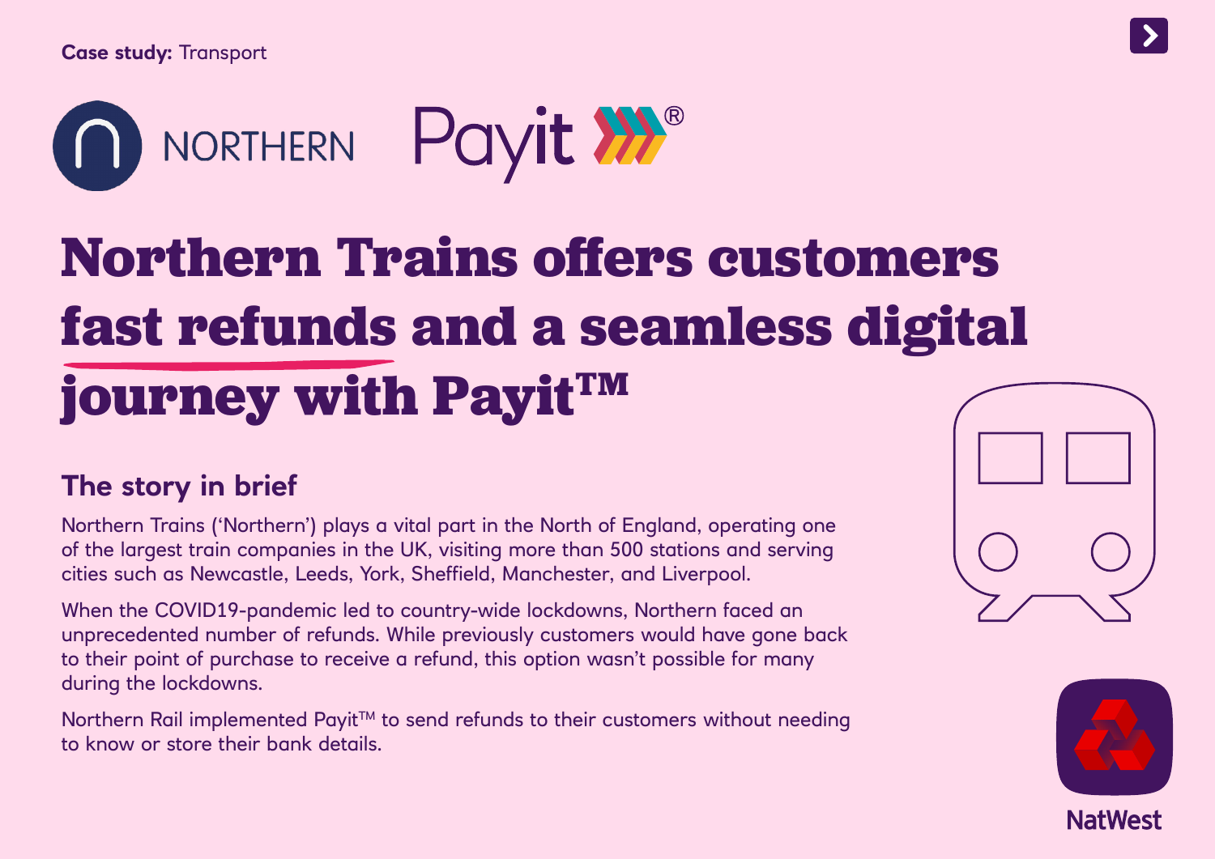**Case study:** Transport

# Northern Trains offers customers fast refunds and a seamless digital journey with Payit™

## The story in brief

Northern Trains ('Northern') plays a vital part in the North of England, operating one of the largest train companies in the UK, visiting more than 500 stations and serving cities such as Newcastle, Leeds, York, Sheffield, Manchester, and Liverpool.

When the COVID19-pandemic led to country-wide lockdowns, Northern faced an unprecedented number of refunds. While previously customers would have gone back to their point of purchase to receive a refund, this option wasn't possible for many during the lockdowns.

Northern Rail implemented Payit™ to send refunds to their customers without needing to know or store their bank details.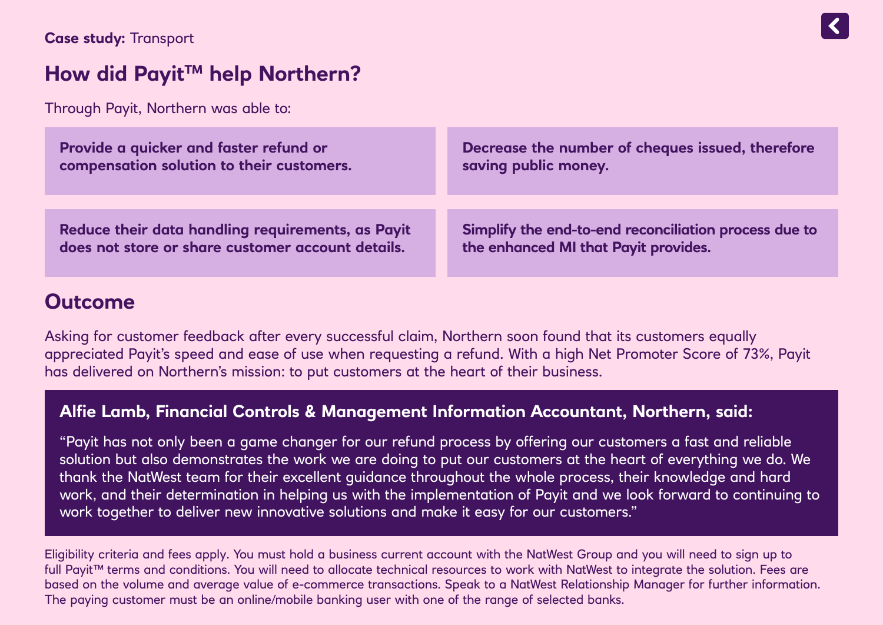**Case study:** Transport

## How did Payit™ help Northern?

Through Payit, Northern was able to:

**Provide a quicker and faster refund or compensation solution to their customers.**

**Decrease the number of cheques issued, therefore saving public money.**

**Reduce their data handling requirements, as Payit does not store or share customer account details.**

**Simplify the end-to-end reconciliation process due to the enhanced MI that Payit provides.**

## Outcome

Asking for customer feedback after every successful claim, Northern soon found that its customers equally appreciated Payit's speed and ease of use when requesting a refund. With a high Net Promoter Score of 73%, Payit has delivered on Northern's mission: to put customers at the heart of their business.

**Alfie Lamb, Financial Controls & Management Information Accountant, Northern, said:**

"Payit has not only been a game changer for our refund process by offering our customers a fast and reliable solution but also demonstrates the work we are doing to put our customers at the heart of everything we do. We thank the NatWest team for their excellent guidance throughout the whole process, their knowledge and hard work, and their determination in helping us with the implementation of Payit and we look forward to continuing to work together to deliver new innovative solutions and make it easy for our customers."

Eligibility criteria and fees apply. You must hold a business current account with the NatWest Group and you will need to sign up to full Payit™ terms and conditions. You will need to allocate technical resources to work with NatWest to integrate the solution. Fees are based on the volume and average value of e-commerce transactions. Speak to a NatWest Relationship Manager for further information. The paying customer must be an online/mobile banking user with one of the range of selected banks.